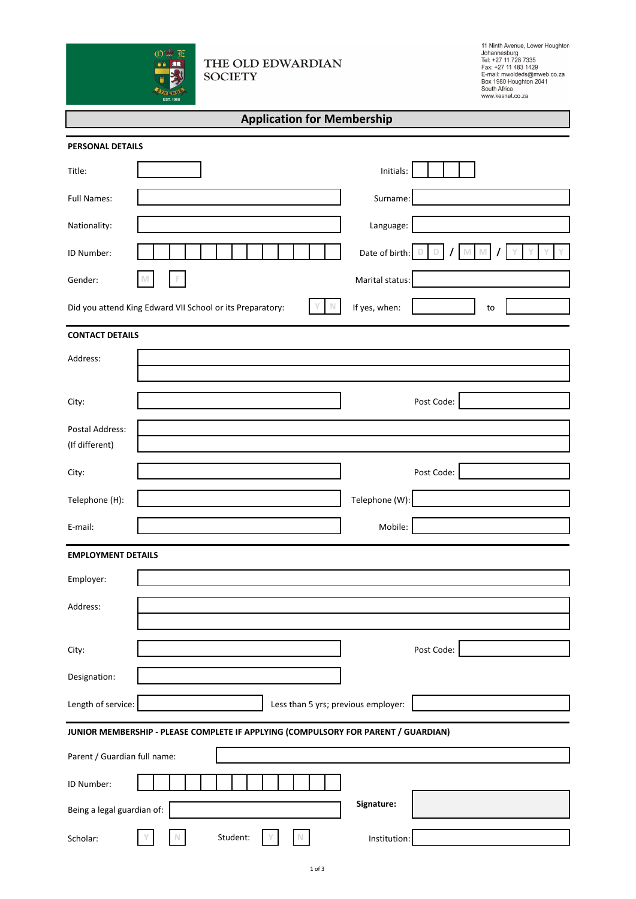**THE OLD EDWARDIAN SOCIETY**

11 Ninth Avenue, Lower Houghton
Johannesburg
Tel: +27 11 728 7335
Fax: +27 11 483 1429
E-mail: mwoldeds@mweb.co.za
Box 1980 Houghton 2041
South Africa
www.kesnet.co.za

# Application for Membership

## PERSONAL DETAILS

Title: ____________ Initials: ____________

Full Names: ____________ Surname: ____________

Nationality: ____________ Language: ____________

ID Number: ____________ Date of birth: D D / M M / Y Y Y Y

Gender: M F Marital status: ____________

Did you attend King Edward VII School or its Preparatory: Y N If yes, when: ____________ to ____________

## CONTACT DETAILS

Address: ____________

City: ____________ Post Code: ____________

Postal Address: (If different) ____________

City: ____________ Post Code: ____________

Telephone (H): ____________ Telephone (W): ____________

E-mail: ____________ Mobile: ____________

## EMPLOYMENT DETAILS

Employer: ____________

Address: ____________

City: ____________ Post Code: ____________

Designation: ____________

Length of service: ____________ Less than 5 yrs; previous employer: ____________

## JUNIOR MEMBERSHIP - PLEASE COMPLETE IF APPLYING (COMPULSORY FOR PARENT / GUARDIAN)

Parent / Guardian full name: ____________

ID Number: ____________

Being a legal guardian of: ____________ **Signature:** ____________

Scholar: Y N Student: Y N Institution: ____________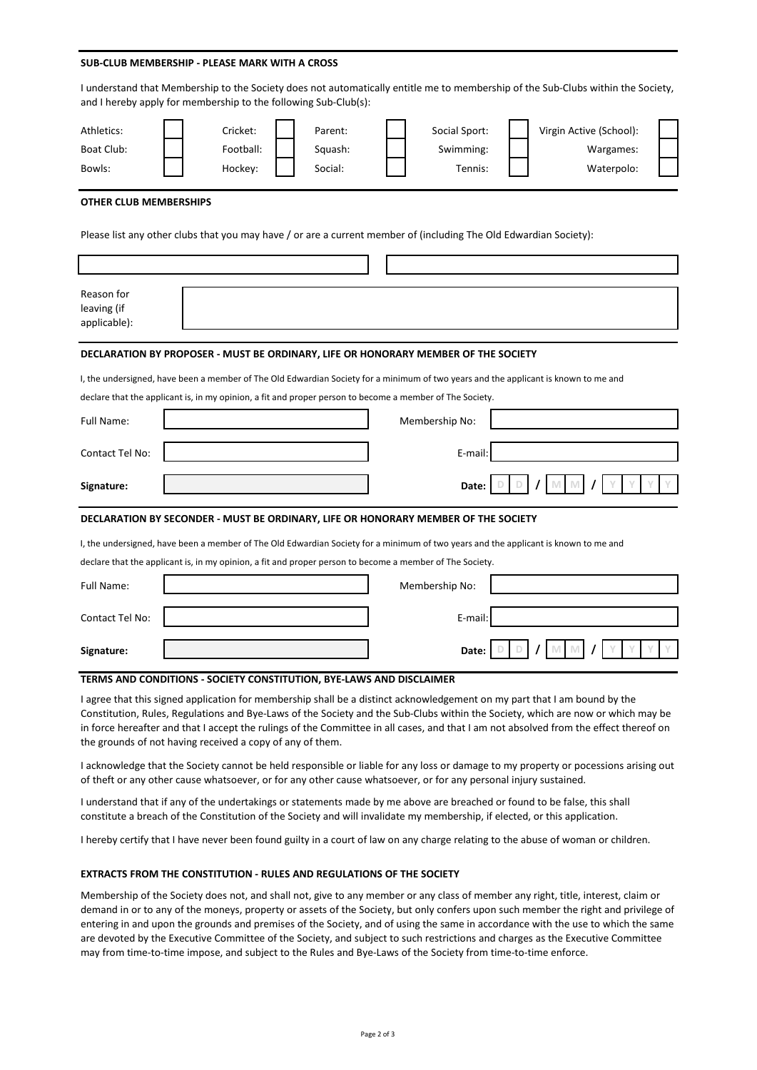## SUB-CLUB MEMBERSHIP - PLEASE MARK WITH A CROSS

I understand that Membership to the Society does not automatically entitle me to membership of the Sub-Clubs within the Society, and I hereby apply for membership to the following Sub-Club(s):

| | | | | | | | | | |
|---|---|---|---|---|---|---|---|---|---|
| Athletics: | | Cricket: | | Parent: | | Social Sport: | | Virgin Active (School): | |
| Boat Club: | | Football: | | Squash: | | Swimming: | | Wargames: | |
| Bowls: | | Hockey: | | Social: | | Tennis: | | Waterpolo: | |

## OTHER CLUB MEMBERSHIPS

Please list any other clubs that you may have / or are a current member of (including The Old Edwardian Society):

| | |
|---|---|
| | |

Reason for leaving (if applicable):

## DECLARATION BY PROPOSER - MUST BE ORDINARY, LIFE OR HONORARY MEMBER OF THE SOCIETY

I, the undersigned, have been a member of The Old Edwardian Society for a minimum of two years and the applicant is known to me and declare that the applicant is, in my opinion, a fit and proper person to become a member of The Society.

| | | | |
|---|---|---|---|
| Full Name: | | Membership No: | |
| Contact Tel No: | | E-mail: | |
| **Signature:** | | **Date:** | D D / M M / Y Y Y Y |

## DECLARATION BY SECONDER - MUST BE ORDINARY, LIFE OR HONORARY MEMBER OF THE SOCIETY

I, the undersigned, have been a member of The Old Edwardian Society for a minimum of two years and the applicant is known to me and declare that the applicant is, in my opinion, a fit and proper person to become a member of The Society.

| | | | |
|---|---|---|---|
| Full Name: | | Membership No: | |
| Contact Tel No: | | E-mail: | |
| **Signature:** | | **Date:** | D D / M M / Y Y Y Y |

## TERMS AND CONDITIONS - SOCIETY CONSTITUTION, BYE-LAWS AND DISCLAIMER

I agree that this signed application for membership shall be a distinct acknowledgement on my part that I am bound by the Constitution, Rules, Regulations and Bye-Laws of the Society and the Sub-Clubs within the Society, which are now or which may be in force hereafter and that I accept the rulings of the Committee in all cases, and that I am not absolved from the effect thereof on the grounds of not having received a copy of any of them.

I acknowledge that the Society cannot be held responsible or liable for any loss or damage to my property or pocessions arising out of theft or any other cause whatsoever, or for any other cause whatsoever, or for any personal injury sustained.

I understand that if any of the undertakings or statements made by me above are breached or found to be false, this shall constitute a breach of the Constitution of the Society and will invalidate my membership, if elected, or this application.

I hereby certify that I have never been found guilty in a court of law on any charge relating to the abuse of woman or children.

## EXTRACTS FROM THE CONSTITUTION - RULES AND REGULATIONS OF THE SOCIETY

Membership of the Society does not, and shall not, give to any member or any class of member any right, title, interest, claim or demand in or to any of the moneys, property or assets of the Society, but only confers upon such member the right and privilege of entering in and upon the grounds and premises of the Society, and of using the same in accordance with the use to which the same are devoted by the Executive Committee of the Society, and subject to such restrictions and charges as the Executive Committee may from time-to-time impose, and subject to the Rules and Bye-Laws of the Society from time-to-time enforce.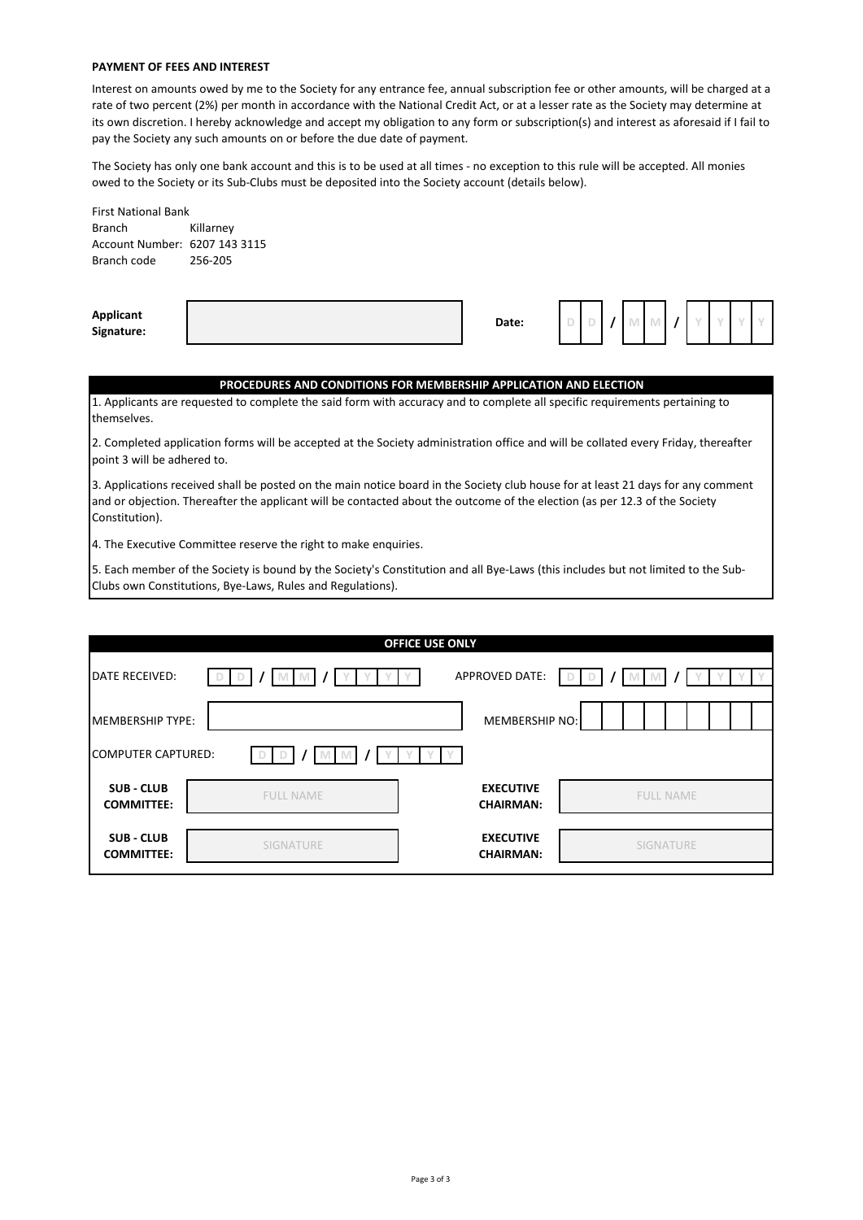**PAYMENT OF FEES AND INTEREST**

Interest on amounts owed by me to the Society for any entrance fee, annual subscription fee or other amounts, will be charged at a rate of two percent (2%) per month in accordance with the National Credit Act, or at a lesser rate as the Society may determine at its own discretion. I hereby acknowledge and accept my obligation to any form or subscription(s) and interest as aforesaid if I fail to pay the Society any such amounts on or before the due date of payment.

The Society has only one bank account and this is to be used at all times - no exception to this rule will be accepted. All monies owed to the Society or its Sub-Clubs must be deposited into the Society account (details below).

First National Bank
Branch Killarney
Account Number: 6207 143 3115
Branch code 256-205

**Applicant Signature:** ____________________ **Date:** DD / MM / YYYY

## PROCEDURES AND CONDITIONS FOR MEMBERSHIP APPLICATION AND ELECTION

1. Applicants are requested to complete the said form with accuracy and to complete all specific requirements pertaining to themselves.

2. Completed application forms will be accepted at the Society administration office and will be collated every Friday, thereafter point 3 will be adhered to.

3. Applications received shall be posted on the main notice board in the Society club house for at least 21 days for any comment and or objection. Thereafter the applicant will be contacted about the outcome of the election (as per 12.3 of the Society Constitution).

4. The Executive Committee reserve the right to make enquiries.

5. Each member of the Society is bound by the Society's Constitution and all Bye-Laws (this includes but not limited to the Sub-Clubs own Constitutions, Bye-Laws, Rules and Regulations).

## OFFICE USE ONLY

| | | | |
|---|---|---|---|
| DATE RECEIVED: | DD / MM / YYYY | APPROVED DATE: | DD / MM / YYYY |
| MEMBERSHIP TYPE: | | MEMBERSHIP NO: | |
| COMPUTER CAPTURED: | DD / MM / YYYY | | |
| **SUB - CLUB COMMITTEE:** | FULL NAME | **EXECUTIVE CHAIRMAN:** | FULL NAME |
| **SUB - CLUB COMMITTEE:** | SIGNATURE | **EXECUTIVE CHAIRMAN:** | SIGNATURE |